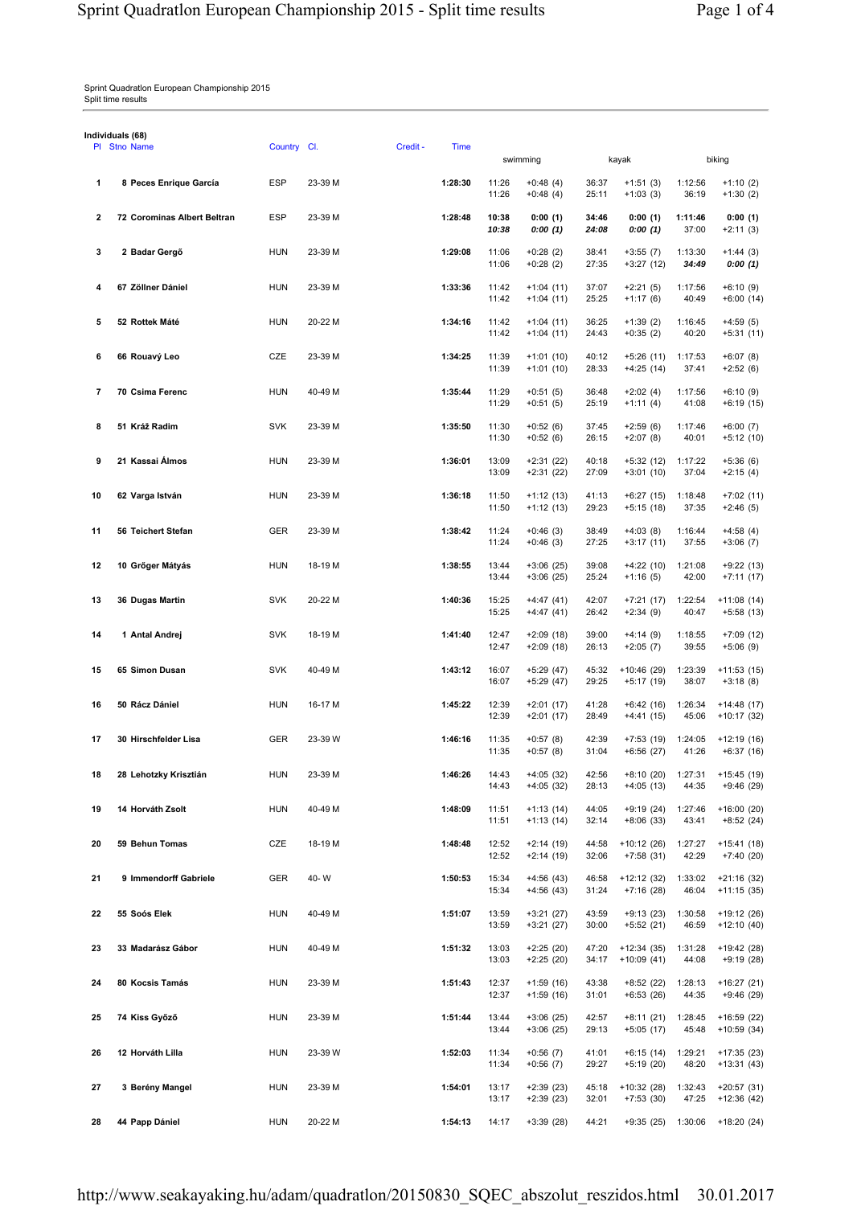Sprint Quadratlon European Championship 2015
Split time results

**Individuals (68)**

| Pl | Stno | Name | Country | Cl. | Credit - | Time | swimming | | kayak | | biking | |
|---|---|---|---|---|---|---|---|---|---|---|---|---|
| 1 | 8 | Peces Enrique García | ESP | 23-39 M | | 1:28:30 | 11:26<br>11:26 | +0:48 (4)<br>+0:48 (4) | 36:37<br>25:11 | +1:51 (3)<br>+1:03 (3) | 1:12:56<br>36:19 | +1:10 (2)<br>+1:30 (2) |
| 2 | 72 | Corominas Albert Beltran | ESP | 23-39 M | | 1:28:48 | **10:38**<br>***10:38*** | **0:00 (1)**<br>***0:00 (1)*** | **34:46**<br>***24:08*** | **0:00 (1)**<br>***0:00 (1)*** | **1:11:46**<br>37:00 | **0:00 (1)**<br>+2:11 (3) |
| 3 | 2 | Badar Gergő | HUN | 23-39 M | | 1:29:08 | 11:06<br>11:06 | +0:28 (2)<br>+0:28 (2) | 38:41<br>27:35 | +3:55 (7)<br>+3:27 (12) | 1:13:30<br>***34:49*** | +1:44 (3)<br>***0:00 (1)*** |
| 4 | 67 | Zöllner Dániel | HUN | 23-39 M | | 1:33:36 | 11:42<br>11:42 | +1:04 (11)<br>+1:04 (11) | 37:07<br>25:25 | +2:21 (5)<br>+1:17 (6) | 1:17:56<br>40:49 | +6:10 (9)<br>+6:00 (14) |
| 5 | 52 | Rottek Máté | HUN | 20-22 M | | 1:34:16 | 11:42<br>11:42 | +1:04 (11)<br>+1:04 (11) | 36:25<br>24:43 | +1:39 (2)<br>+0:35 (2) | 1:16:45<br>40:20 | +4:59 (5)<br>+5:31 (11) |
| 6 | 66 | Rouavý Leo | CZE | 23-39 M | | 1:34:25 | 11:39<br>11:39 | +1:01 (10)<br>+1:01 (10) | 40:12<br>28:33 | +5:26 (11)<br>+4:25 (14) | 1:17:53<br>37:41 | +6:07 (8)<br>+2:52 (6) |
| 7 | 70 | Csima Ferenc | HUN | 40-49 M | | 1:35:44 | 11:29<br>11:29 | +0:51 (5)<br>+0:51 (5) | 36:48<br>25:19 | +2:02 (4)<br>+1:11 (4) | 1:17:56<br>41:08 | +6:10 (9)<br>+6:19 (15) |
| 8 | 51 | Kráž Radim | SVK | 23-39 M | | 1:35:50 | 11:30<br>11:30 | +0:52 (6)<br>+0:52 (6) | 37:45<br>26:15 | +2:59 (6)<br>+2:07 (8) | 1:17:46<br>40:01 | +6:00 (7)<br>+5:12 (10) |
| 9 | 21 | Kassai Álmos | HUN | 23-39 M | | 1:36:01 | 13:09<br>13:09 | +2:31 (22)<br>+2:31 (22) | 40:18<br>27:09 | +5:32 (12)<br>+3:01 (10) | 1:17:22<br>37:04 | +5:36 (6)<br>+2:15 (4) |
| 10 | 62 | Varga István | HUN | 23-39 M | | 1:36:18 | 11:50<br>11:50 | +1:12 (13)<br>+1:12 (13) | 41:13<br>29:23 | +6:27 (15)<br>+5:15 (18) | 1:18:48<br>37:35 | +7:02 (11)<br>+2:46 (5) |
| 11 | 56 | Teichert Stefan | GER | 23-39 M | | 1:38:42 | 11:24<br>11:24 | +0:46 (3)<br>+0:46 (3) | 38:49<br>27:25 | +4:03 (8)<br>+3:17 (11) | 1:16:44<br>37:55 | +4:58 (4)<br>+3:06 (7) |
| 12 | 10 | Grőger Mátyás | HUN | 18-19 M | | 1:38:55 | 13:44<br>13:44 | +3:06 (25)<br>+3:06 (25) | 39:08<br>25:24 | +4:22 (10)<br>+1:16 (5) | 1:21:08<br>42:00 | +9:22 (13)<br>+7:11 (17) |
| 13 | 36 | Dugas Martin | SVK | 20-22 M | | 1:40:36 | 15:25<br>15:25 | +4:47 (41)<br>+4:47 (41) | 42:07<br>26:42 | +7:21 (17)<br>+2:34 (9) | 1:22:54<br>40:47 | +11:08 (14)<br>+5:58 (13) |
| 14 | 1 | Antal Andrej | SVK | 18-19 M | | 1:41:40 | 12:47<br>12:47 | +2:09 (18)<br>+2:09 (18) | 39:00<br>26:13 | +4:14 (9)<br>+2:05 (7) | 1:18:55<br>39:55 | +7:09 (12)<br>+5:06 (9) |
| 15 | 65 | Simon Dusan | SVK | 40-49 M | | 1:43:12 | 16:07<br>16:07 | +5:29 (47)<br>+5:29 (47) | 45:32<br>29:25 | +10:46 (29)<br>+5:17 (19) | 1:23:39<br>38:07 | +11:53 (15)<br>+3:18 (8) |
| 16 | 50 | Rácz Dániel | HUN | 16-17 M | | 1:45:22 | 12:39<br>12:39 | +2:01 (17)<br>+2:01 (17) | 41:28<br>28:49 | +6:42 (16)<br>+4:41 (15) | 1:26:34<br>45:06 | +14:48 (17)<br>+10:17 (32) |
| 17 | 30 | Hirschfelder Lisa | GER | 23-39 W | | 1:46:16 | 11:35<br>11:35 | +0:57 (8)<br>+0:57 (8) | 42:39<br>31:04 | +7:53 (19)<br>+6:56 (27) | 1:24:05<br>41:26 | +12:19 (16)<br>+6:37 (16) |
| 18 | 28 | Lehotzky Krisztián | HUN | 23-39 M | | 1:46:26 | 14:43<br>14:43 | +4:05 (32)<br>+4:05 (32) | 42:56<br>28:13 | +8:10 (20)<br>+4:05 (13) | 1:27:31<br>44:35 | +15:45 (19)<br>+9:46 (29) |
| 19 | 14 | Horváth Zsolt | HUN | 40-49 M | | 1:48:09 | 11:51<br>11:51 | +1:13 (14)<br>+1:13 (14) | 44:05<br>32:14 | +9:19 (24)<br>+8:06 (33) | 1:27:46<br>43:41 | +16:00 (20)<br>+8:52 (24) |
| 20 | 59 | Behun Tomas | CZE | 18-19 M | | 1:48:48 | 12:52<br>12:52 | +2:14 (19)<br>+2:14 (19) | 44:58<br>32:06 | +10:12 (26)<br>+7:58 (31) | 1:27:27<br>42:29 | +15:41 (18)<br>+7:40 (20) |
| 21 | 9 | Immendorff Gabriele | GER | 40- W | | 1:50:53 | 15:34<br>15:34 | +4:56 (43)<br>+4:56 (43) | 46:58<br>31:24 | +12:12 (32)<br>+7:16 (28) | 1:33:02<br>46:04 | +21:16 (32)<br>+11:15 (35) |
| 22 | 55 | Soós Elek | HUN | 40-49 M | | 1:51:07 | 13:59<br>13:59 | +3:21 (27)<br>+3:21 (27) | 43:59<br>30:00 | +9:13 (23)<br>+5:52 (21) | 1:30:58<br>46:59 | +19:12 (26)<br>+12:10 (40) |
| 23 | 33 | Madarász Gábor | HUN | 40-49 M | | 1:51:32 | 13:03<br>13:03 | +2:25 (20)<br>+2:25 (20) | 47:20<br>34:17 | +12:34 (35)<br>+10:09 (41) | 1:31:28<br>44:08 | +19:42 (28)<br>+9:19 (28) |
| 24 | 80 | Kocsis Tamás | HUN | 23-39 M | | 1:51:43 | 12:37<br>12:37 | +1:59 (16)<br>+1:59 (16) | 43:38<br>31:01 | +8:52 (22)<br>+6:53 (26) | 1:28:13<br>44:35 | +16:27 (21)<br>+9:46 (29) |
| 25 | 74 | Kiss Győző | HUN | 23-39 M | | 1:51:44 | 13:44<br>13:44 | +3:06 (25)<br>+3:06 (25) | 42:57<br>29:13 | +8:11 (21)<br>+5:05 (17) | 1:28:45<br>45:48 | +16:59 (22)<br>+10:59 (34) |
| 26 | 12 | Horváth Lilla | HUN | 23-39 W | | 1:52:03 | 11:34<br>11:34 | +0:56 (7)<br>+0:56 (7) | 41:01<br>29:27 | +6:15 (14)<br>+5:19 (20) | 1:29:21<br>48:20 | +17:35 (23)<br>+13:31 (43) |
| 27 | 3 | Berény Mangel | HUN | 23-39 M | | 1:54:01 | 13:17<br>13:17 | +2:39 (23)<br>+2:39 (23) | 45:18<br>32:01 | +10:32 (28)<br>+7:53 (30) | 1:32:43<br>47:25 | +20:57 (31)<br>+12:36 (42) |
| 28 | 44 | Papp Dániel | HUN | 20-22 M | | 1:54:13 | 14:17 | +3:39 (28) | 44:21 | +9:35 (25) | 1:30:06 | +18:20 (24) |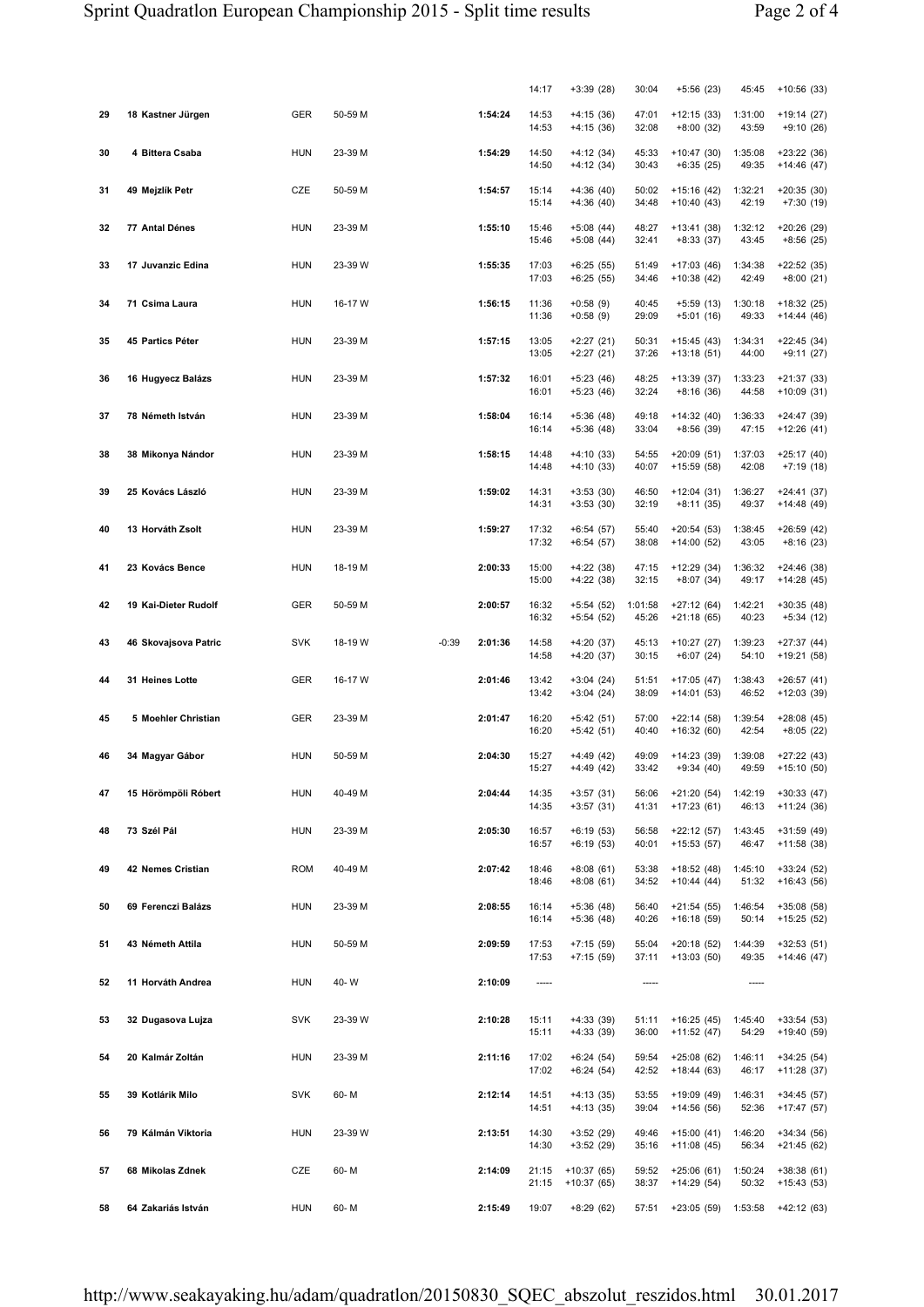| | | | | | | | | | | | | |
|---|---|---|---|---|---|---|---|---|---|---|---|---|
| | | | | | | 14:17 | +3:39 (28) | 30:04 | +5:56 (23) | 45:45 | +10:56 (33) |
| 29 | 18 Kastner Jürgen | GER | 50-59 M | | 1:54:24 | 14:53<br>14:53 | +4:15 (36)<br>+4:15 (36) | 47:01<br>32:08 | +12:15 (33)<br>+8:00 (32) | 1:31:00<br>43:59 | +19:14 (27)<br>+9:10 (26) |
| 30 | 4 Bittera Csaba | HUN | 23-39 M | | 1:54:29 | 14:50<br>14:50 | +4:12 (34)<br>+4:12 (34) | 45:33<br>30:43 | +10:47 (30)<br>+6:35 (25) | 1:35:08<br>49:35 | +23:22 (36)<br>+14:46 (47) |
| 31 | 49 Mejzlík Petr | CZE | 50-59 M | | 1:54:57 | 15:14<br>15:14 | +4:36 (40)<br>+4:36 (40) | 50:02<br>34:48 | +15:16 (42)<br>+10:40 (43) | 1:32:21<br>42:19 | +20:35 (30)<br>+7:30 (19) |
| 32 | 77 Antal Dénes | HUN | 23-39 M | | 1:55:10 | 15:46<br>15:46 | +5:08 (44)<br>+5:08 (44) | 48:27<br>32:41 | +13:41 (38)<br>+8:33 (37) | 1:32:12<br>43:45 | +20:26 (29)<br>+8:56 (25) |
| 33 | 17 Juvanzic Edina | HUN | 23-39 W | | 1:55:35 | 17:03<br>17:03 | +6:25 (55)<br>+6:25 (55) | 51:49<br>34:46 | +17:03 (46)<br>+10:38 (42) | 1:34:38<br>42:49 | +22:52 (35)<br>+8:00 (21) |
| 34 | 71 Csima Laura | HUN | 16-17 W | | 1:56:15 | 11:36<br>11:36 | +0:58 (9)<br>+0:58 (9) | 40:45<br>29:09 | +5:59 (13)<br>+5:01 (16) | 1:30:18<br>49:33 | +18:32 (25)<br>+14:44 (46) |
| 35 | 45 Partics Péter | HUN | 23-39 M | | 1:57:15 | 13:05<br>13:05 | +2:27 (21)<br>+2:27 (21) | 50:31<br>37:26 | +15:45 (43)<br>+13:18 (51) | 1:34:31<br>44:00 | +22:45 (34)<br>+9:11 (27) |
| 36 | 16 Hugyecz Balázs | HUN | 23-39 M | | 1:57:32 | 16:01<br>16:01 | +5:23 (46)<br>+5:23 (46) | 48:25<br>32:24 | +13:39 (37)<br>+8:16 (36) | 1:33:23<br>44:58 | +21:37 (33)<br>+10:09 (31) |
| 37 | 78 Németh István | HUN | 23-39 M | | 1:58:04 | 16:14<br>16:14 | +5:36 (48)<br>+5:36 (48) | 49:18<br>33:04 | +14:32 (40)<br>+8:56 (39) | 1:36:33<br>47:15 | +24:47 (39)<br>+12:26 (41) |
| 38 | 38 Mikonya Nándor | HUN | 23-39 M | | 1:58:15 | 14:48<br>14:48 | +4:10 (33)<br>+4:10 (33) | 54:55<br>40:07 | +20:09 (51)<br>+15:59 (58) | 1:37:03<br>42:08 | +25:17 (40)<br>+7:19 (18) |
| 39 | 25 Kovács László | HUN | 23-39 M | | 1:59:02 | 14:31<br>14:31 | +3:53 (30)<br>+3:53 (30) | 46:50<br>32:19 | +12:04 (31)<br>+8:11 (35) | 1:36:27<br>49:37 | +24:41 (37)<br>+14:48 (49) |
| 40 | 13 Horváth Zsolt | HUN | 23-39 M | | 1:59:27 | 17:32<br>17:32 | +6:54 (57)<br>+6:54 (57) | 55:40<br>38:08 | +20:54 (53)<br>+14:00 (52) | 1:38:45<br>43:05 | +26:59 (42)<br>+8:16 (23) |
| 41 | 23 Kovács Bence | HUN | 18-19 M | | 2:00:33 | 15:00<br>15:00 | +4:22 (38)<br>+4:22 (38) | 47:15<br>32:15 | +12:29 (34)<br>+8:07 (34) | 1:36:32<br>49:17 | +24:46 (38)<br>+14:28 (45) |
| 42 | 19 Kai-Dieter Rudolf | GER | 50-59 M | | 2:00:57 | 16:32<br>16:32 | +5:54 (52)<br>+5:54 (52) | 1:01:58<br>45:26 | +27:12 (64)<br>+21:18 (65) | 1:42:21<br>40:23 | +30:35 (48)<br>+5:34 (12) |
| 43 | 46 Skovajsova Patric | SVK | 18-19 W | -0:39 | 2:01:36 | 14:58<br>14:58 | +4:20 (37)<br>+4:20 (37) | 45:13<br>30:15 | +10:27 (27)<br>+6:07 (24) | 1:39:23<br>54:10 | +27:37 (44)<br>+19:21 (58) |
| 44 | 31 Heines Lotte | GER | 16-17 W | | 2:01:46 | 13:42<br>13:42 | +3:04 (24)<br>+3:04 (24) | 51:51<br>38:09 | +17:05 (47)<br>+14:01 (53) | 1:38:43<br>46:52 | +26:57 (41)<br>+12:03 (39) |
| 45 | 5 Moehler Christian | GER | 23-39 M | | 2:01:47 | 16:20<br>16:20 | +5:42 (51)<br>+5:42 (51) | 57:00<br>40:40 | +22:14 (58)<br>+16:32 (60) | 1:39:54<br>42:54 | +28:08 (45)<br>+8:05 (22) |
| 46 | 34 Magyar Gábor | HUN | 50-59 M | | 2:04:30 | 15:27<br>15:27 | +4:49 (42)<br>+4:49 (42) | 49:09<br>33:42 | +14:23 (39)<br>+9:34 (40) | 1:39:08<br>49:59 | +27:22 (43)<br>+15:10 (50) |
| 47 | 15 Hörömpöli Róbert | HUN | 40-49 M | | 2:04:44 | 14:35<br>14:35 | +3:57 (31)<br>+3:57 (31) | 56:06<br>41:31 | +21:20 (54)<br>+17:23 (61) | 1:42:19<br>46:13 | +30:33 (47)<br>+11:24 (36) |
| 48 | 73 Szél Pál | HUN | 23-39 M | | 2:05:30 | 16:57<br>16:57 | +6:19 (53)<br>+6:19 (53) | 56:58<br>40:01 | +22:12 (57)<br>+15:53 (57) | 1:43:45<br>46:47 | +31:59 (49)<br>+11:58 (38) |
| 49 | 42 Nemes Cristian | ROM | 40-49 M | | 2:07:42 | 18:46<br>18:46 | +8:08 (61)<br>+8:08 (61) | 53:38<br>34:52 | +18:52 (48)<br>+10:44 (44) | 1:45:10<br>51:32 | +33:24 (52)<br>+16:43 (56) |
| 50 | 69 Ferenczi Balázs | HUN | 23-39 M | | 2:08:55 | 16:14<br>16:14 | +5:36 (48)<br>+5:36 (48) | 56:40<br>40:26 | +21:54 (55)<br>+16:18 (59) | 1:46:54<br>50:14 | +35:08 (58)<br>+15:25 (52) |
| 51 | 43 Németh Attila | HUN | 50-59 M | | 2:09:59 | 17:53<br>17:53 | +7:15 (59)<br>+7:15 (59) | 55:04<br>37:11 | +20:18 (52)<br>+13:03 (50) | 1:44:39<br>49:35 | +32:53 (51)<br>+14:46 (47) |
| 52 | 11 Horváth Andrea | HUN | 40- W | | 2:10:09 | ----- | | ----- | | ----- | |
| 53 | 32 Dugasova Lujza | SVK | 23-39 W | | 2:10:28 | 15:11<br>15:11 | +4:33 (39)<br>+4:33 (39) | 51:11<br>36:00 | +16:25 (45)<br>+11:52 (47) | 1:45:40<br>54:29 | +33:54 (53)<br>+19:40 (59) |
| 54 | 20 Kalmár Zoltán | HUN | 23-39 M | | 2:11:16 | 17:02<br>17:02 | +6:24 (54)<br>+6:24 (54) | 59:54<br>42:52 | +25:08 (62)<br>+18:44 (63) | 1:46:11<br>46:17 | +34:25 (54)<br>+11:28 (37) |
| 55 | 39 Kotlárik Milo | SVK | 60- M | | 2:12:14 | 14:51<br>14:51 | +4:13 (35)<br>+4:13 (35) | 53:55<br>39:04 | +19:09 (49)<br>+14:56 (56) | 1:46:31<br>52:36 | +34:45 (57)<br>+17:47 (57) |
| 56 | 79 Kálmán Viktoria | HUN | 23-39 W | | 2:13:51 | 14:30<br>14:30 | +3:52 (29)<br>+3:52 (29) | 49:46<br>35:16 | +15:00 (41)<br>+11:08 (45) | 1:46:20<br>56:34 | +34:34 (56)<br>+21:45 (62) |
| 57 | 68 Mikolas Zdnek | CZE | 60- M | | 2:14:09 | 21:15<br>21:15 | +10:37 (65)<br>+10:37 (65) | 59:52<br>38:37 | +25:06 (61)<br>+14:29 (54) | 1:50:24<br>50:32 | +38:38 (61)<br>+15:43 (53) |
| 58 | 64 Zakariás István | HUN | 60- M | | 2:15:49 | 19:07 | +8:29 (62) | 57:51 | +23:05 (59) | 1:53:58 | +42:12 (63) |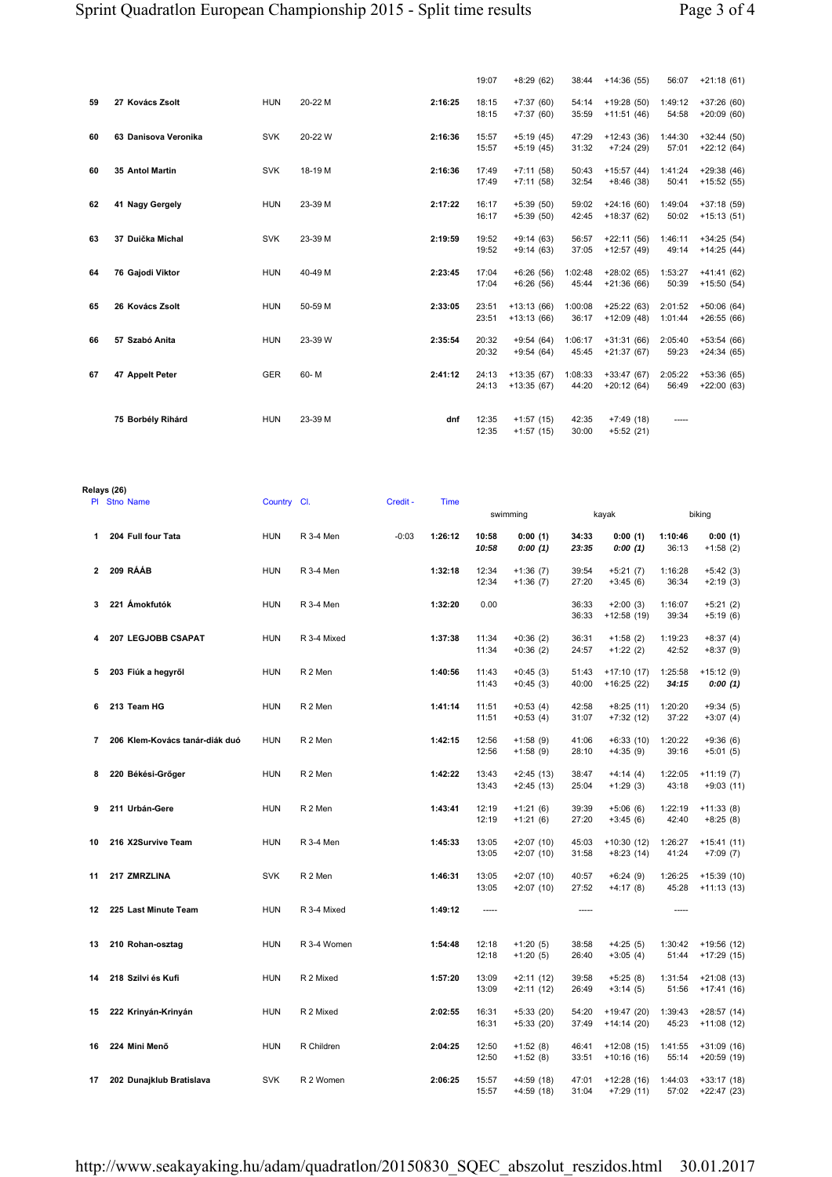| Pl | Stno Name | Country | Cl. | Credit - | Time | swimming | | kayak | | biking | |
|---|---|---|---|---|---|---|---|---|---|---|---|
| | | | | | | 19:07 | +8:29 (62) | 38:44 | +14:36 (55) | 56:07 | +21:18 (61) |
| 59 | 27 Kovács Zsolt | HUN | 20-22 M | | 2:16:25 | 18:15<br>18:15 | +7:37 (60)<br>+7:37 (60) | 54:14<br>35:59 | +19:28 (50)<br>+11:51 (46) | 1:49:12<br>54:58 | +37:26 (60)<br>+20:09 (60) |
| 60 | 63 Danisova Veronika | SVK | 20-22 W | | 2:16:36 | 15:57<br>15:57 | +5:19 (45)<br>+5:19 (45) | 47:29<br>31:32 | +12:43 (36)<br>+7:24 (29) | 1:44:30<br>57:01 | +32:44 (50)<br>+22:12 (64) |
| 60 | 35 Antol Martin | SVK | 18-19 M | | 2:16:36 | 17:49<br>17:49 | +7:11 (58)<br>+7:11 (58) | 50:43<br>32:54 | +15:57 (44)<br>+8:46 (38) | 1:41:24<br>50:41 | +29:38 (46)<br>+15:52 (55) |
| 62 | 41 Nagy Gergely | HUN | 23-39 M | | 2:17:22 | 16:17<br>16:17 | +5:39 (50)<br>+5:39 (50) | 59:02<br>42:45 | +24:16 (60)<br>+18:37 (62) | 1:49:04<br>50:02 | +37:18 (59)<br>+15:13 (51) |
| 63 | 37 Duička Michal | SVK | 23-39 M | | 2:19:59 | 19:52<br>19:52 | +9:14 (63)<br>+9:14 (63) | 56:57<br>37:05 | +22:11 (56)<br>+12:57 (49) | 1:46:11<br>49:14 | +34:25 (54)<br>+14:25 (44) |
| 64 | 76 Gajodi Viktor | HUN | 40-49 M | | 2:23:45 | 17:04<br>17:04 | +6:26 (56)<br>+6:26 (56) | 1:02:48<br>45:44 | +28:02 (65)<br>+21:36 (66) | 1:53:27<br>50:39 | +41:41 (62)<br>+15:50 (54) |
| 65 | 26 Kovács Zsolt | HUN | 50-59 M | | 2:33:05 | 23:51<br>23:51 | +13:13 (66)<br>+13:13 (66) | 1:00:08<br>36:17 | +25:22 (63)<br>+12:09 (48) | 2:01:52<br>1:01:44 | +50:06 (64)<br>+26:55 (66) |
| 66 | 57 Szabó Anita | HUN | 23-39 W | | 2:35:54 | 20:32<br>20:32 | +9:54 (64)<br>+9:54 (64) | 1:06:17<br>45:45 | +31:31 (66)<br>+21:37 (67) | 2:05:40<br>59:23 | +53:54 (66)<br>+24:34 (65) |
| 67 | 47 Appelt Peter | GER | 60- M | | 2:41:12 | 24:13<br>24:13 | +13:35 (67)<br>+13:35 (67) | 1:08:33<br>44:20 | +33:47 (67)<br>+20:12 (64) | 2:05:22<br>56:49 | +53:36 (65)<br>+22:00 (63) |
| | 75 Borbély Rihárd | HUN | 23-39 M | | dnf | 12:35<br>12:35 | +1:57 (15)<br>+1:57 (15) | 42:35<br>30:00 | +7:49 (18)<br>+5:52 (21) | ----- | |

**Relays (26)**

| Pl | Stno Name | Country | Cl. | Credit - | Time | swimming | | kayak | | biking | |
|---|---|---|---|---|---|---|---|---|---|---|---|
| 1 | 204 Full four Tata | HUN | R 3-4 Men | -0:03 | 1:26:12 | 10:58<br>*10:58* | 0:00 (1)<br>*0:00 (1)* | 34:33<br>*23:35* | 0:00 (1)<br>*0:00 (1)* | 1:10:46<br>36:13 | 0:00 (1)<br>+1:58 (2) |
| 2 | 209 RÁÁB | HUN | R 3-4 Men | | 1:32:18 | 12:34<br>12:34 | +1:36 (7)<br>+1:36 (7) | 39:54<br>27:20 | +5:21 (7)<br>+3:45 (6) | 1:16:28<br>36:34 | +5:42 (3)<br>+2:19 (3) |
| 3 | 221 Ámokfutók | HUN | R 3-4 Men | | 1:32:20 | 0.00 | | 36:33<br>36:33 | +2:00 (3)<br>+12:58 (19) | 1:16:07<br>39:34 | +5:21 (2)<br>+5:19 (6) |
| 4 | 207 LEGJOBB CSAPAT | HUN | R 3-4 Mixed | | 1:37:38 | 11:34<br>11:34 | +0:36 (2)<br>+0:36 (2) | 36:31<br>24:57 | +1:58 (2)<br>+1:22 (2) | 1:19:23<br>42:52 | +8:37 (4)<br>+8:37 (9) |
| 5 | 203 Fiúk a hegyről | HUN | R 2 Men | | 1:40:56 | 11:43<br>11:43 | +0:45 (3)<br>+0:45 (3) | 51:43<br>40:00 | +17:10 (17)<br>+16:25 (22) | 1:25:58<br>*34:15* | +15:12 (9)<br>*0:00 (1)* |
| 6 | 213 Team HG | HUN | R 2 Men | | 1:41:14 | 11:51<br>11:51 | +0:53 (4)<br>+0:53 (4) | 42:58<br>31:07 | +8:25 (11)<br>+7:32 (12) | 1:20:20<br>37:22 | +9:34 (5)<br>+3:07 (4) |
| 7 | 206 Klem-Kovács tanár-diák duó | HUN | R 2 Men | | 1:42:15 | 12:56<br>12:56 | +1:58 (9)<br>+1:58 (9) | 41:06<br>28:10 | +6:33 (10)<br>+4:35 (9) | 1:20:22<br>39:16 | +9:36 (6)<br>+5:01 (5) |
| 8 | 220 Békési-Grőger | HUN | R 2 Men | | 1:42:22 | 13:43<br>13:43 | +2:45 (13)<br>+2:45 (13) | 38:47<br>25:04 | +4:14 (4)<br>+1:29 (3) | 1:22:05<br>43:18 | +11:19 (7)<br>+9:03 (11) |
| 9 | 211 Urbán-Gere | HUN | R 2 Men | | 1:43:41 | 12:19<br>12:19 | +1:21 (6)<br>+1:21 (6) | 39:39<br>27:20 | +5:06 (6)<br>+3:45 (6) | 1:22:19<br>42:40 | +11:33 (8)<br>+8:25 (8) |
| 10 | 216 X2Survive Team | HUN | R 3-4 Men | | 1:45:33 | 13:05<br>13:05 | +2:07 (10)<br>+2:07 (10) | 45:03<br>31:58 | +10:30 (12)<br>+8:23 (14) | 1:26:27<br>41:24 | +15:41 (11)<br>+7:09 (7) |
| 11 | 217 ZMRZLINA | SVK | R 2 Men | | 1:46:31 | 13:05<br>13:05 | +2:07 (10)<br>+2:07 (10) | 40:57<br>27:52 | +6:24 (9)<br>+4:17 (8) | 1:26:25<br>45:28 | +15:39 (10)<br>+11:13 (13) |
| 12 | 225 Last Minute Team | HUN | R 3-4 Mixed | | 1:49:12 | ----- | | ----- | | ----- | |
| 13 | 210 Rohan-osztag | HUN | R 3-4 Women | | 1:54:48 | 12:18<br>12:18 | +1:20 (5)<br>+1:20 (5) | 38:58<br>26:40 | +4:25 (5)<br>+3:05 (4) | 1:30:42<br>51:44 | +19:56 (12)<br>+17:29 (15) |
| 14 | 218 Szilvi és Kufi | HUN | R 2 Mixed | | 1:57:20 | 13:09<br>13:09 | +2:11 (12)<br>+2:11 (12) | 39:58<br>26:49 | +5:25 (8)<br>+3:14 (5) | 1:31:54<br>51:56 | +21:08 (13)<br>+17:41 (16) |
| 15 | 222 Krinyán-Krinyán | HUN | R 2 Mixed | | 2:02:55 | 16:31<br>16:31 | +5:33 (20)<br>+5:33 (20) | 54:20<br>37:49 | +19:47 (20)<br>+14:14 (20) | 1:39:43<br>45:23 | +28:57 (14)<br>+11:08 (12) |
| 16 | 224 Mini Menő | HUN | R Children | | 2:04:25 | 12:50<br>12:50 | +1:52 (8)<br>+1:52 (8) | 46:41<br>33:51 | +12:08 (15)<br>+10:16 (16) | 1:41:55<br>55:14 | +31:09 (16)<br>+20:59 (19) |
| 17 | 202 Dunajklub Bratislava | SVK | R 2 Women | | 2:06:25 | 15:57<br>15:57 | +4:59 (18)<br>+4:59 (18) | 47:01<br>31:04 | +12:28 (16)<br>+7:29 (11) | 1:44:03<br>57:02 | +33:17 (18)<br>+22:47 (23) |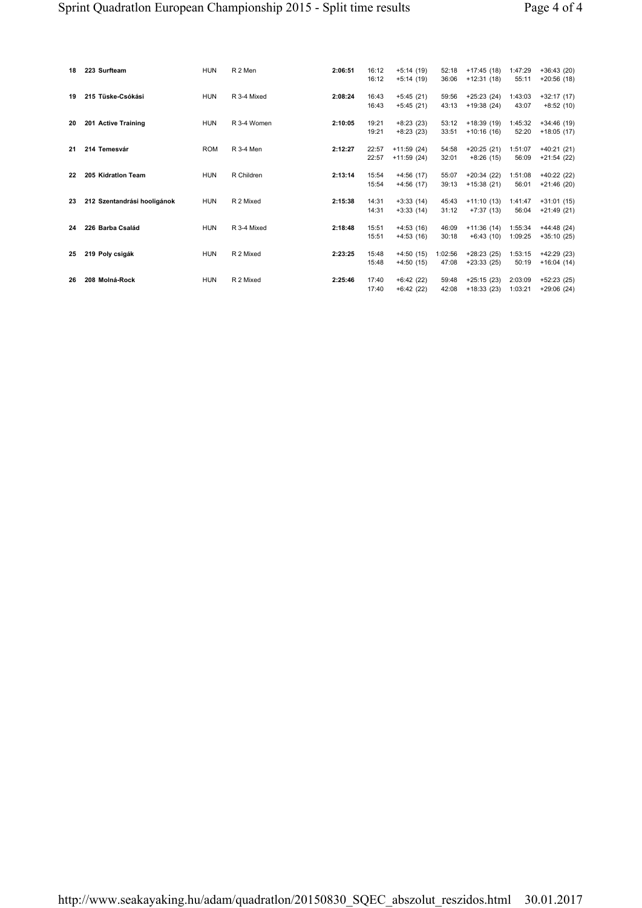| | | | | | | | | | | |
|---|---|---|---|---|---|---|---|---|---|---|
| 18 | 223 Surfteam | HUN | R 2 Men | **2:06:51** | 16:12<br>16:12 | +5:14 (19)<br>+5:14 (19) | 52:18<br>36:06 | +17:45 (18)<br>+12:31 (18) | 1:47:29<br>55:11 | +36:43 (20)<br>+20:56 (18) |
| 19 | 215 Tüske-Csókási | HUN | R 3-4 Mixed | **2:08:24** | 16:43<br>16:43 | +5:45 (21)<br>+5:45 (21) | 59:56<br>43:13 | +25:23 (24)<br>+19:38 (24) | 1:43:03<br>43:07 | +32:17 (17)<br>+8:52 (10) |
| 20 | 201 Active Training | HUN | R 3-4 Women | **2:10:05** | 19:21<br>19:21 | +8:23 (23)<br>+8:23 (23) | 53:12<br>33:51 | +18:39 (19)<br>+10:16 (16) | 1:45:32<br>52:20 | +34:46 (19)<br>+18:05 (17) |
| 21 | 214 Temesvár | ROM | R 3-4 Men | **2:12:27** | 22:57<br>22:57 | +11:59 (24)<br>+11:59 (24) | 54:58<br>32:01 | +20:25 (21)<br>+8:26 (15) | 1:51:07<br>56:09 | +40:21 (21)<br>+21:54 (22) |
| 22 | 205 Kidratlon Team | HUN | R Children | **2:13:14** | 15:54<br>15:54 | +4:56 (17)<br>+4:56 (17) | 55:07<br>39:13 | +20:34 (22)<br>+15:38 (21) | 1:51:08<br>56:01 | +40:22 (22)<br>+21:46 (20) |
| 23 | 212 Szentandrási hooligánok | HUN | R 2 Mixed | **2:15:38** | 14:31<br>14:31 | +3:33 (14)<br>+3:33 (14) | 45:43<br>31:12 | +11:10 (13)<br>+7:37 (13) | 1:41:47<br>56:04 | +31:01 (15)<br>+21:49 (21) |
| 24 | 226 Barba Család | HUN | R 3-4 Mixed | **2:18:48** | 15:51<br>15:51 | +4:53 (16)<br>+4:53 (16) | 46:09<br>30:18 | +11:36 (14)<br>+6:43 (10) | 1:55:34<br>1:09:25 | +44:48 (24)<br>+35:10 (25) |
| 25 | 219 Poly csigák | HUN | R 2 Mixed | **2:23:25** | 15:48<br>15:48 | +4:50 (15)<br>+4:50 (15) | 1:02:56<br>47:08 | +28:23 (25)<br>+23:33 (25) | 1:53:15<br>50:19 | +42:29 (23)<br>+16:04 (14) |
| 26 | 208 Molná-Rock | HUN | R 2 Mixed | **2:25:46** | 17:40<br>17:40 | +6:42 (22)<br>+6:42 (22) | 59:48<br>42:08 | +25:15 (23)<br>+18:33 (23) | 2:03:09<br>1:03:21 | +52:23 (25)<br>+29:06 (24) |